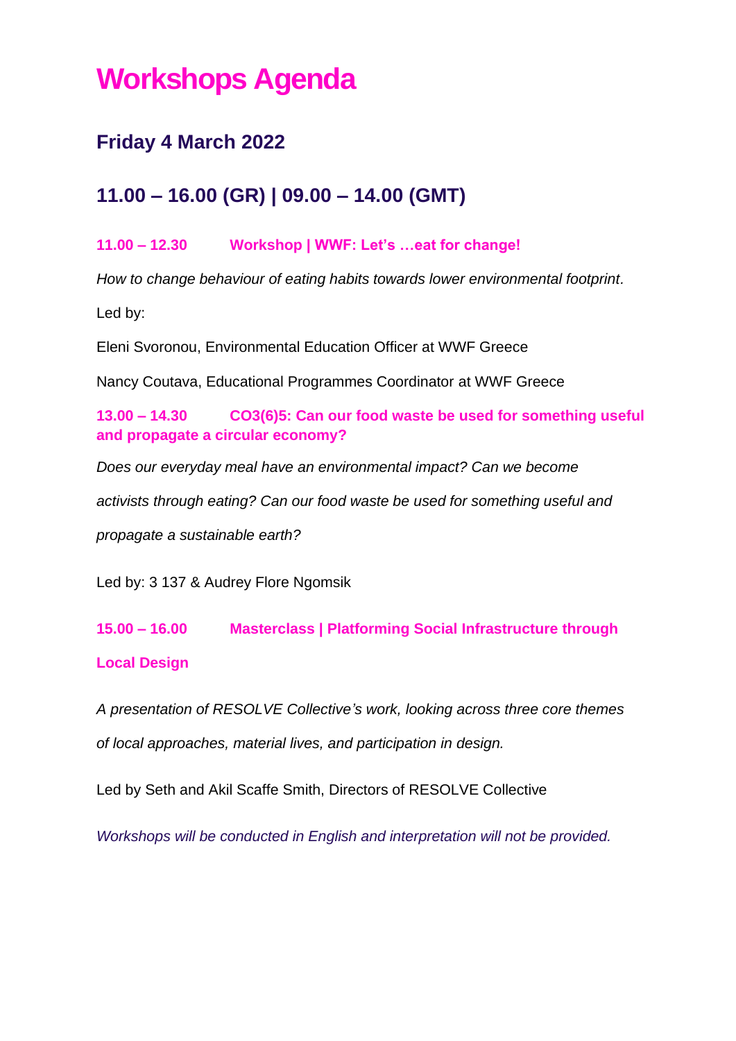# Workshops Agenda

## Friday 4 March 2022

## 11.00 – 16.00 (GR) | 09.00 – 14.00 (GMT)

**11.00 – 12.30 Workshop | WWF: Let's …eat for change!**

*How to change behaviour of eating habits towards lower environmental footprint.*

Led by:

Eleni Svoronou, Environmental Education Officer at WWF Greece

Nancy Coutava, Educational Programmes Coordinator at WWF Greece

**13.00 – 14.30 CO3(6)5: Can our food waste be used for something useful and propagate a circular economy?**

*Does our everyday meal have an environmental impact? Can we become activists through eating? Can our food waste be used for something useful and propagate a sustainable earth?*

Led by: 3 137 & Audrey Flore Ngomsik

**15.00 – 16.00 Masterclass | Platforming Social Infrastructure through Local Design**

*A presentation of RESOLVE Collective's work, looking across three core themes of local approaches, material lives, and participation in design.*

Led by Seth and Akil Scaffe Smith, Directors of RESOLVE Collective

*Workshops will be conducted in English and interpretation will not be provided.*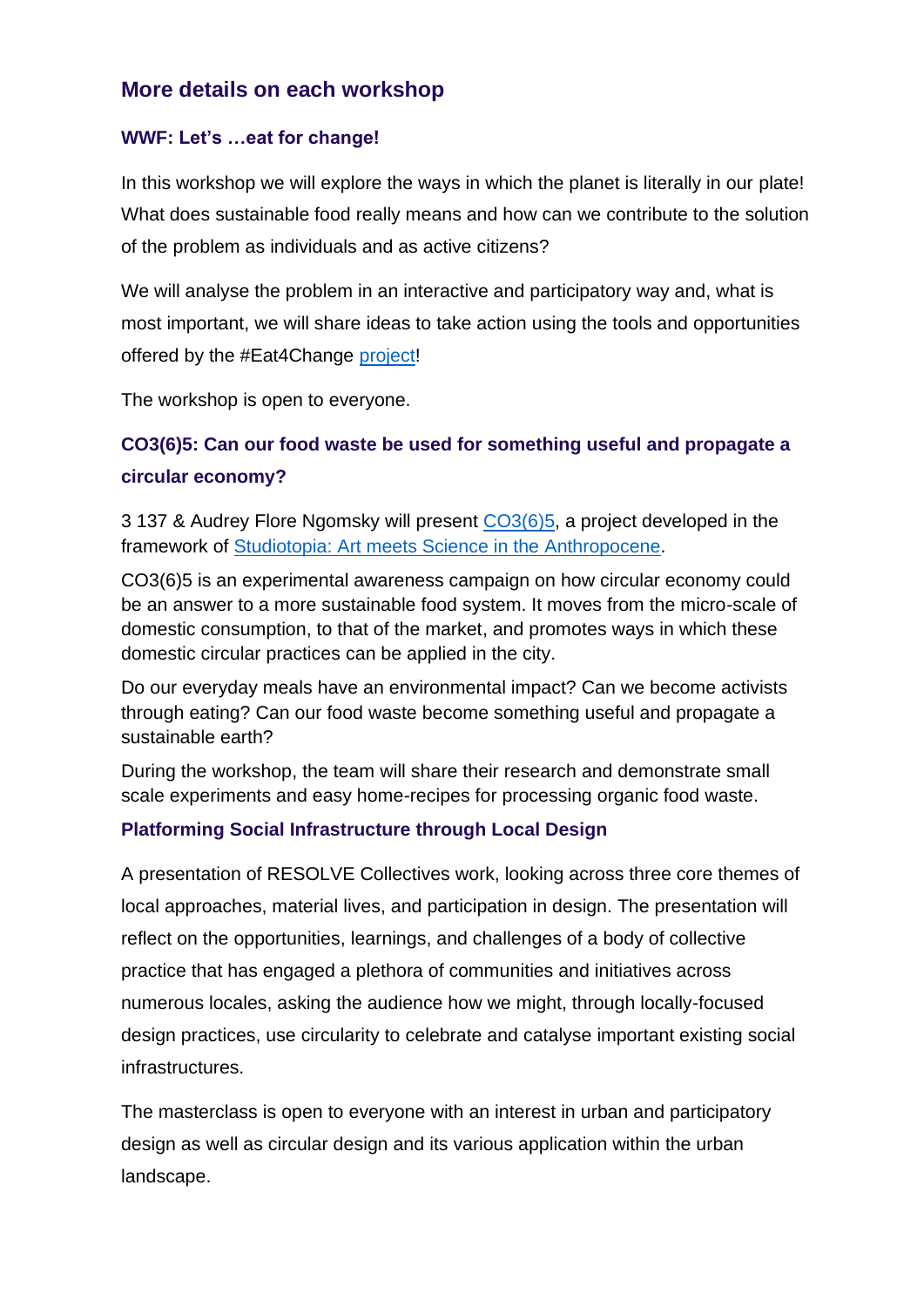## More details on each workshop

### WWF: Let's …eat for change!

In this workshop we will explore the ways in which the planet is literally in our plate! What does sustainable food really means and how can we contribute to the solution of the problem as individuals and as active citizens?

We will analyse the problem in an interactive and participatory way and, what is most important, we will share ideas to take action using the tools and opportunities offered by the #Eat4Change project!

The workshop is open to everyone.

### CO3(6)5: Can our food waste be used for something useful and propagate a circular economy?

3 137 & Audrey Flore Ngomsky will present CO3(6)5, a project developed in the framework of Studiotopia: Art meets Science in the Anthropocene.

CO3(6)5 is an experimental awareness campaign on how circular economy could be an answer to a more sustainable food system. It moves from the micro-scale of domestic consumption, to that of the market, and promotes ways in which these domestic circular practices can be applied in the city.

Do our everyday meals have an environmental impact? Can we become activists through eating? Can our food waste become something useful and propagate a sustainable earth?

During the workshop, the team will share their research and demonstrate small scale experiments and easy home-recipes for processing organic food waste.

### Platforming Social Infrastructure through Local Design

A presentation of RESOLVE Collectives work, looking across three core themes of local approaches, material lives, and participation in design. The presentation will reflect on the opportunities, learnings, and challenges of a body of collective practice that has engaged a plethora of communities and initiatives across numerous locales, asking the audience how we might, through locally-focused design practices, use circularity to celebrate and catalyse important existing social infrastructures.

The masterclass is open to everyone with an interest in urban and participatory design as well as circular design and its various application within the urban landscape.